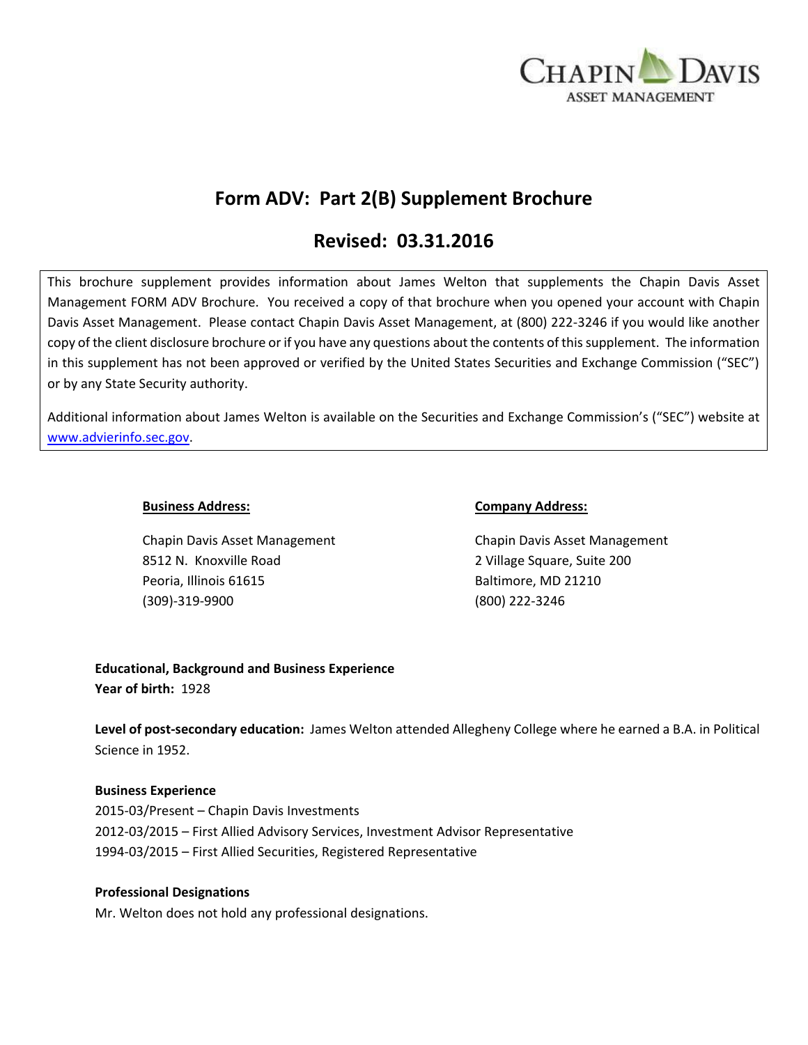# Form ADV: Part 2(B) Supplement Brochure

## Revised: 03.31.2016

This brochure supplement provides information about James Welton that supplements the Chapin Davis Asset Management FORM ADV Brochure. You received a copy of that brochure when you opened your account with Chapin Davis Asset Management. Please contact Chapin Davis Asset Management, at (800) 222-3246 if you would like another copy of the client disclosure brochure or if you have any questions about the contents of this supplement. The information in this supplement has not been approved or verified by the United States Securities and Exchange Commission ("SEC") or by any State Security authority.

Additional information about James Welton is available on the Securities and Exchange Commission's ("SEC") website at www.advierinfo.sec.gov.

**Business Address:**

Chapin Davis Asset Management
8512 N. Knoxville Road
Peoria, Illinois 61615
(309)-319-9900

**Company Address:**

Chapin Davis Asset Management
2 Village Square, Suite 200
Baltimore, MD 21210
(800) 222-3246

**Educational, Background and Business Experience**

**Year of birth:** 1928

**Level of post-secondary education:** James Welton attended Allegheny College where he earned a B.A. in Political Science in 1952.

**Business Experience**

2015-03/Present – Chapin Davis Investments
2012-03/2015 – First Allied Advisory Services, Investment Advisor Representative
1994-03/2015 – First Allied Securities, Registered Representative

**Professional Designations**

Mr. Welton does not hold any professional designations.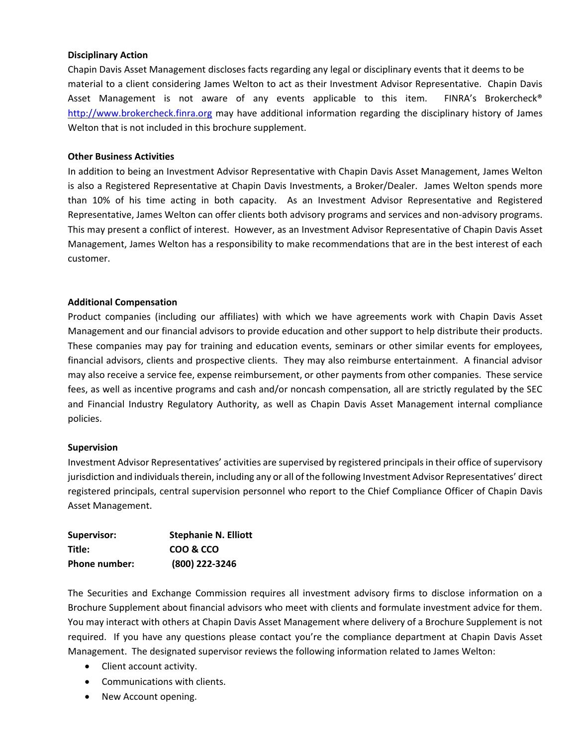**Disciplinary Action**

Chapin Davis Asset Management discloses facts regarding any legal or disciplinary events that it deems to be material to a client considering James Welton to act as their Investment Advisor Representative. Chapin Davis Asset Management is not aware of any events applicable to this item. FINRA's Brokercheck® http://www.brokercheck.finra.org may have additional information regarding the disciplinary history of James Welton that is not included in this brochure supplement.

**Other Business Activities**

In addition to being an Investment Advisor Representative with Chapin Davis Asset Management, James Welton is also a Registered Representative at Chapin Davis Investments, a Broker/Dealer. James Welton spends more than 10% of his time acting in both capacity. As an Investment Advisor Representative and Registered Representative, James Welton can offer clients both advisory programs and services and non-advisory programs. This may present a conflict of interest. However, as an Investment Advisor Representative of Chapin Davis Asset Management, James Welton has a responsibility to make recommendations that are in the best interest of each customer.

**Additional Compensation**

Product companies (including our affiliates) with which we have agreements work with Chapin Davis Asset Management and our financial advisors to provide education and other support to help distribute their products. These companies may pay for training and education events, seminars or other similar events for employees, financial advisors, clients and prospective clients. They may also reimburse entertainment. A financial advisor may also receive a service fee, expense reimbursement, or other payments from other companies. These service fees, as well as incentive programs and cash and/or noncash compensation, all are strictly regulated by the SEC and Financial Industry Regulatory Authority, as well as Chapin Davis Asset Management internal compliance policies.

**Supervision**

Investment Advisor Representatives' activities are supervised by registered principals in their office of supervisory jurisdiction and individuals therein, including any or all of the following Investment Advisor Representatives' direct registered principals, central supervision personnel who report to the Chief Compliance Officer of Chapin Davis Asset Management.

| | |
|---|---|
| **Supervisor:** | **Stephanie N. Elliott** |
| **Title:** | **COO & CCO** |
| **Phone number:** | **(800) 222-3246** |

The Securities and Exchange Commission requires all investment advisory firms to disclose information on a Brochure Supplement about financial advisors who meet with clients and formulate investment advice for them. You may interact with others at Chapin Davis Asset Management where delivery of a Brochure Supplement is not required. If you have any questions please contact you're the compliance department at Chapin Davis Asset Management. The designated supervisor reviews the following information related to James Welton:

- Client account activity.
- Communications with clients.
- New Account opening.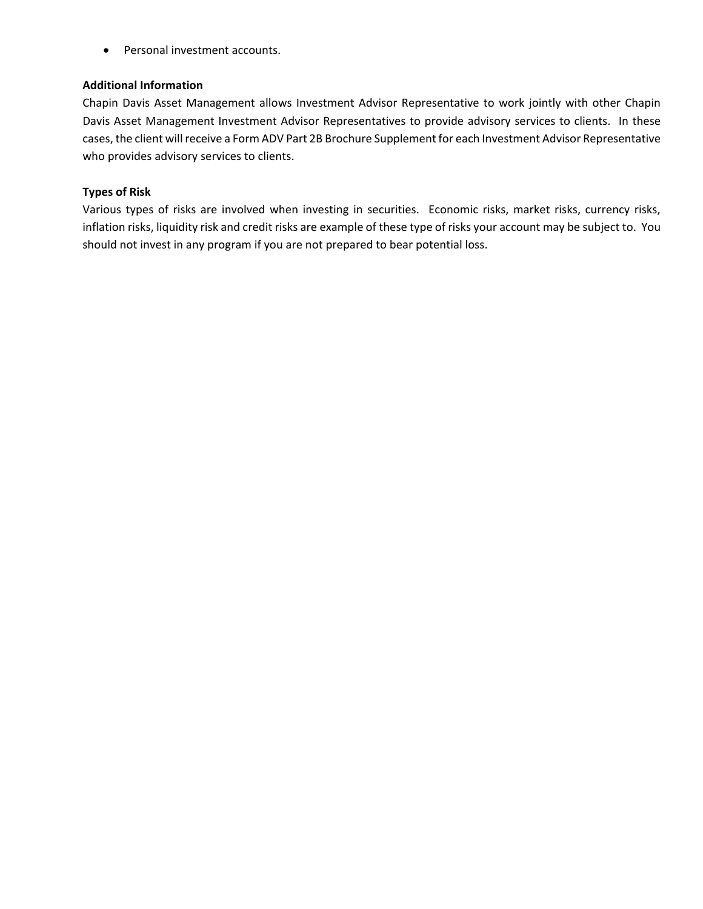- Personal investment accounts.

**Additional Information**

Chapin Davis Asset Management allows Investment Advisor Representative to work jointly with other Chapin Davis Asset Management Investment Advisor Representatives to provide advisory services to clients. In these cases, the client will receive a Form ADV Part 2B Brochure Supplement for each Investment Advisor Representative who provides advisory services to clients.

**Types of Risk**

Various types of risks are involved when investing in securities. Economic risks, market risks, currency risks, inflation risks, liquidity risk and credit risks are example of these type of risks your account may be subject to. You should not invest in any program if you are not prepared to bear potential loss.